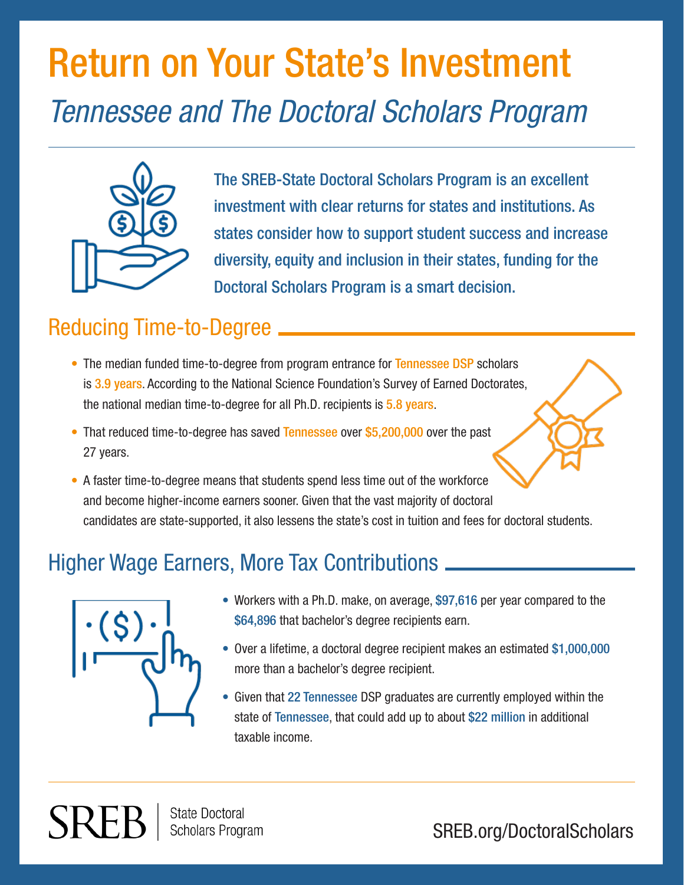# Return on Your State's Investment

## *Tennessee and The Doctoral Scholars Program*

The SREB-State Doctoral Scholars Program is an excellent investment with clear returns for states and institutions. As states consider how to support student success and increase diversity, equity and inclusion in their states, funding for the Doctoral Scholars Program is a smart decision.

## Reducing Time-to-Degree

- The median funded time-to-degree from program entrance for Tennessee DSP scholars is 3.9 years. According to the National Science Foundation's Survey of Earned Doctorates, the national median time-to-degree for all Ph.D. recipients is 5.8 years.
- That reduced time-to-degree has saved Tennessee over $5,200,000 over the past 27 years.
- A faster time-to-degree means that students spend less time out of the workforce and become higher-income earners sooner. Given that the vast majority of doctoral candidates are state-supported, it also lessens the state's cost in tuition and fees for doctoral students.

## Higher Wage Earners, More Tax Contributions

- Workers with a Ph.D. make, on average, $97,616 per year compared to the $64,896 that bachelor's degree recipients earn.
- Over a lifetime, a doctoral degree recipient makes an estimated $1,000,000 more than a bachelor's degree recipient.
- Given that 22 Tennessee DSP graduates are currently employed within the state of Tennessee, that could add up to about $22 million in additional taxable income.

SREB | State Doctoral Scholars Program

SREB.org/DoctoralScholars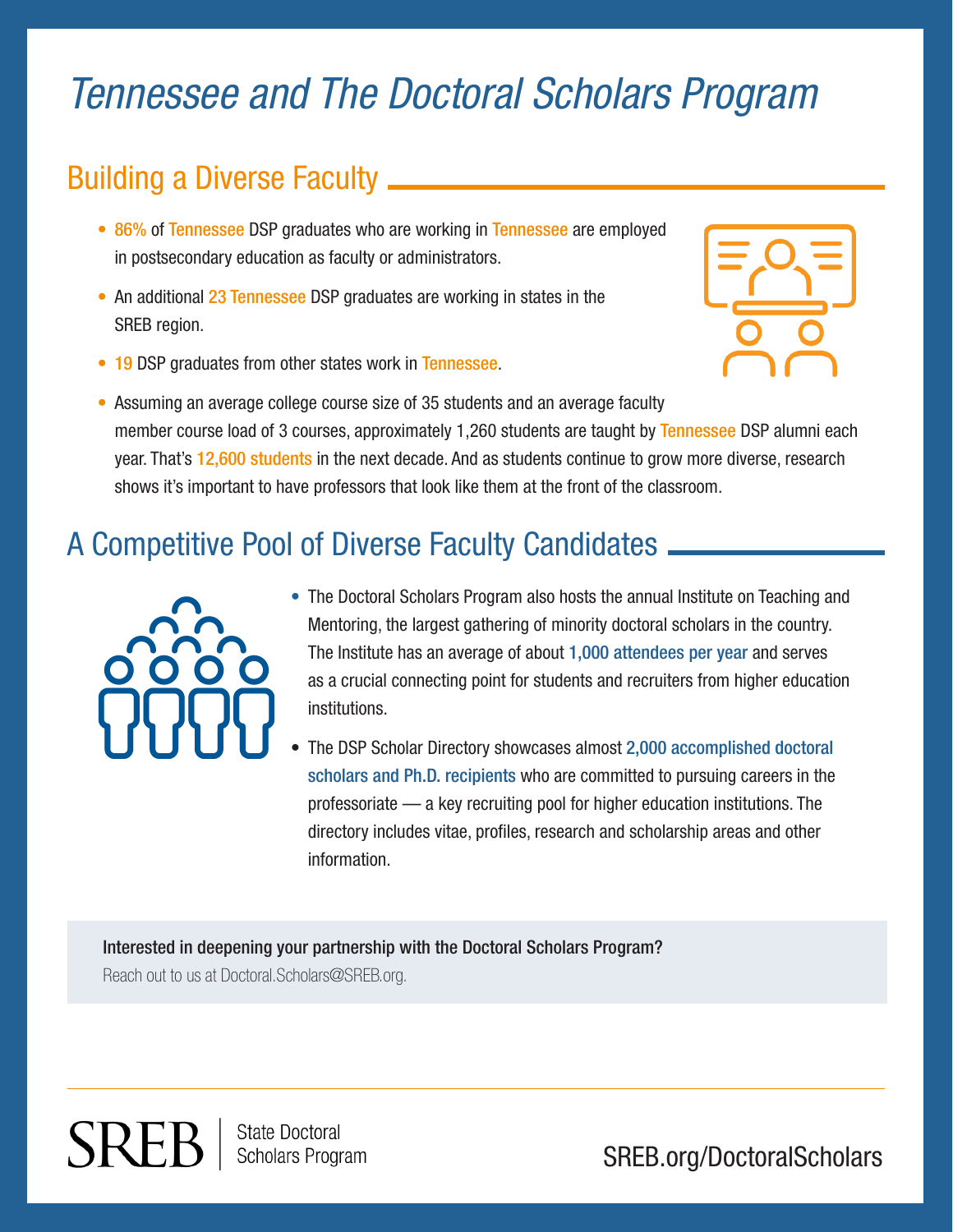# *Tennessee and The Doctoral Scholars Program*

## Building a Diverse Faculty

- 86% of Tennessee DSP graduates who are working in Tennessee are employed in postsecondary education as faculty or administrators.
- An additional 23 Tennessee DSP graduates are working in states in the SREB region.
- 19 DSP graduates from other states work in Tennessee.
- Assuming an average college course size of 35 students and an average faculty member course load of 3 courses, approximately 1,260 students are taught by Tennessee DSP alumni each year. That's 12,600 students in the next decade. And as students continue to grow more diverse, research shows it's important to have professors that look like them at the front of the classroom.

## A Competitive Pool of Diverse Faculty Candidates

- The Doctoral Scholars Program also hosts the annual Institute on Teaching and Mentoring, the largest gathering of minority doctoral scholars in the country. The Institute has an average of about 1,000 attendees per year and serves as a crucial connecting point for students and recruiters from higher education institutions.
- The DSP Scholar Directory showcases almost 2,000 accomplished doctoral scholars and Ph.D. recipients who are committed to pursuing careers in the professoriate — a key recruiting pool for higher education institutions. The directory includes vitae, profiles, research and scholarship areas and other information.

**Interested in deepening your partnership with the Doctoral Scholars Program?**

Reach out to us at Doctoral.Scholars@SREB.org.

SREB | State Doctoral Scholars Program

SREB.org/DoctoralScholars